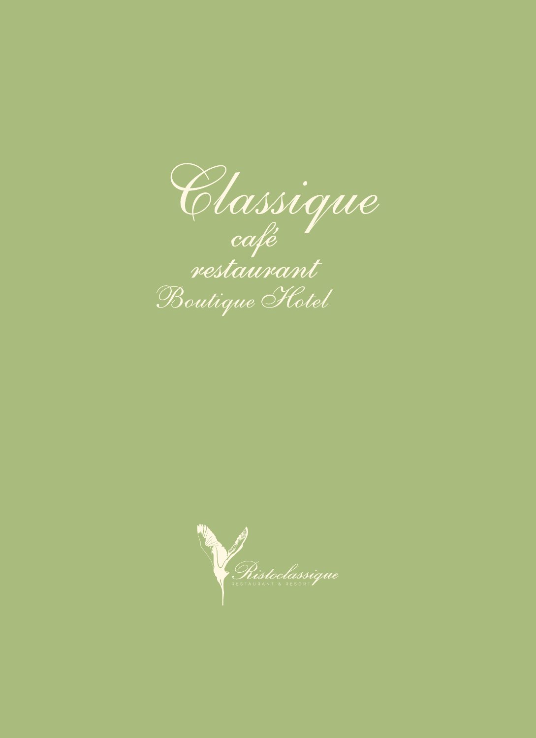# Classique

café

restaurant

Boutique Hotel

Ristoclassique

RESTAURANT & RESORT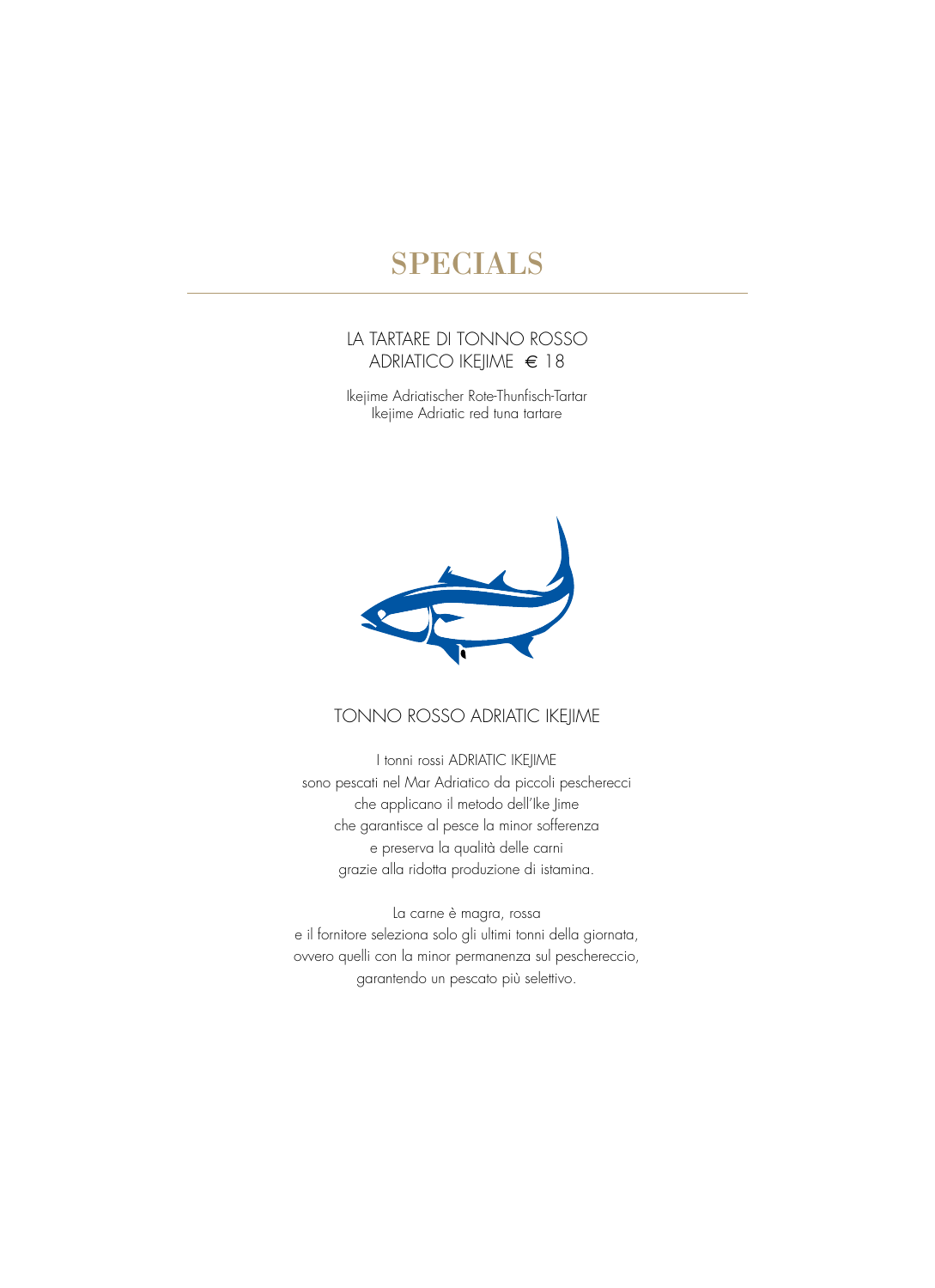# SPECIALS

## LA TARTARE DI TONNO ROSSO ADRIATICO IKEJIME € 18

Ikejime Adriatischer Rote-Thunfisch-Tartar
Ikejime Adriatic red tuna tartare

## TONNO ROSSO ADRIATIC IKEJIME

I tonni rossi ADRIATIC IKEJIME
sono pescati nel Mar Adriatico da piccoli pescherecci
che applicano il metodo dell'Ike Jime
che garantisce al pesce la minor sofferenza
e preserva la qualità delle carni
grazie alla ridotta produzione di istamina.

La carne è magra, rossa
e il fornitore seleziona solo gli ultimi tonni della giornata,
ovvero quelli con la minor permanenza sul peschereccio,
garantendo un pescato più selettivo.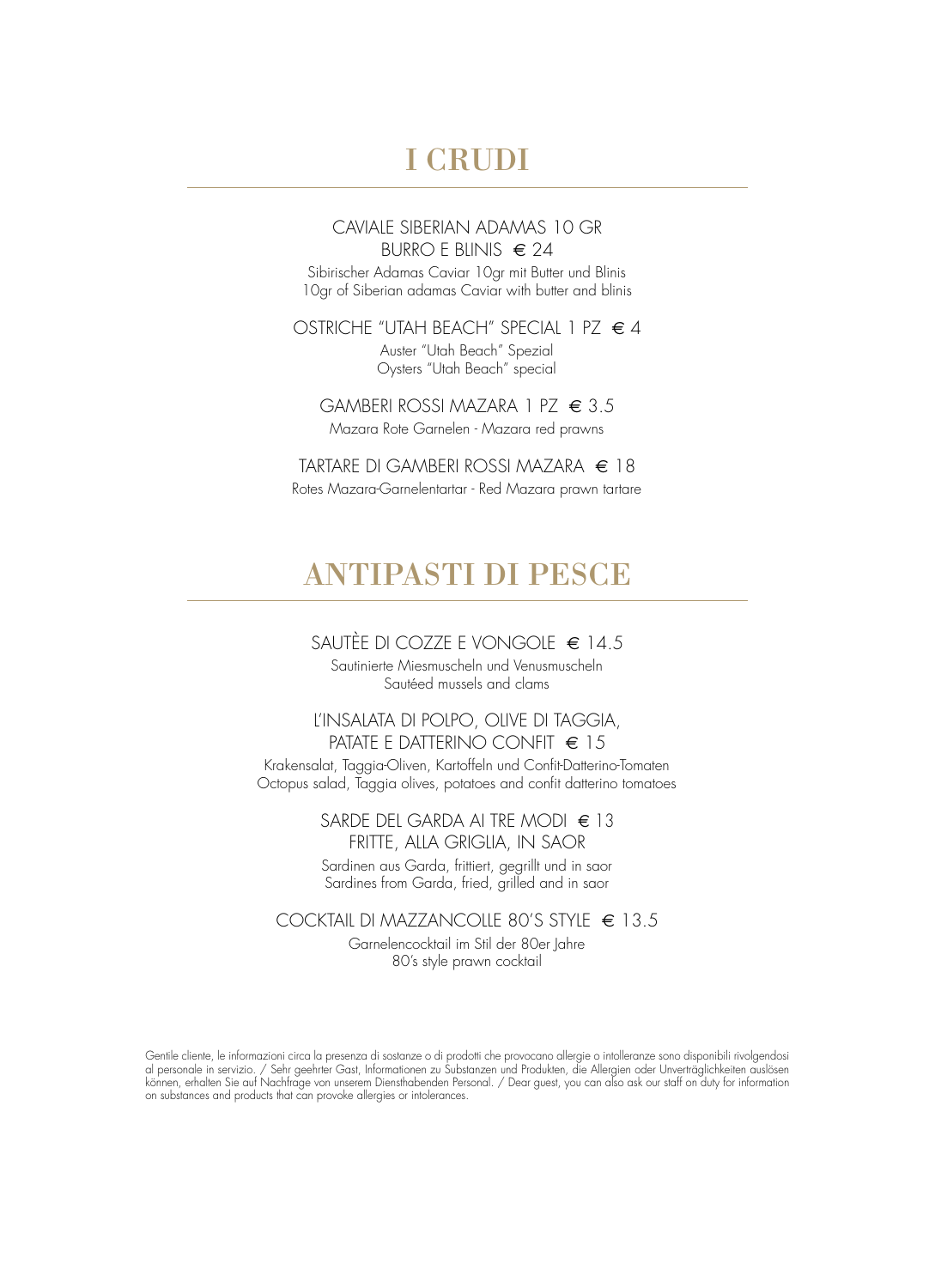# I CRUDI

CAVIALE SIBERIAN ADAMAS 10 GR
BURRO E BLINIS € 24

Sibirischer Adamas Caviar 10gr mit Butter und Blinis
10gr of Siberian adamas Caviar with butter and blinis

OSTRICHE "UTAH BEACH" SPECIAL 1 PZ € 4

Auster "Utah Beach" Spezial
Oysters "Utah Beach" special

GAMBERI ROSSI MAZARA 1 PZ € 3.5

Mazara Rote Garnelen - Mazara red prawns

TARTARE DI GAMBERI ROSSI MAZARA € 18

Rotes Mazara-Garnelentartar - Red Mazara prawn tartare

# ANTIPASTI DI PESCE

SAUTÈE DI COZZE E VONGOLE € 14.5

Sautinierte Miesmuscheln und Venusmuscheln
Sautéed mussels and clams

L'INSALATA DI POLPO, OLIVE DI TAGGIA,
PATATE E DATTERINO CONFIT € 15

Krakensalat, Taggia-Oliven, Kartoffeln und Confit-Datterino-Tomaten
Octopus salad, Taggia olives, potatoes and confit datterino tomatoes

SARDE DEL GARDA AI TRE MODI € 13
FRITTE, ALLA GRIGLIA, IN SAOR

Sardinen aus Garda, frittiert, gegrillt und in saor
Sardines from Garda, fried, grilled and in saor

COCKTAIL DI MAZZANCOLLE 80'S STYLE € 13.5

Garnelencocktail im Stil der 80er Jahre
80's style prawn cocktail

Gentile cliente, le informazioni circa la presenza di sostanze o di prodotti che provocano allergie o intolleranze sono disponibili rivolgendosi al personale in servizio. / Sehr geehrter Gast, Informationen zu Substanzen und Produkten, die Allergien oder Unverträglichkeiten auslösen können, erhalten Sie auf Nachfrage von unserem Diensthabenden Personal. / Dear guest, you can also ask our staff on duty for information on substances and products that can provoke allergies or intolerances.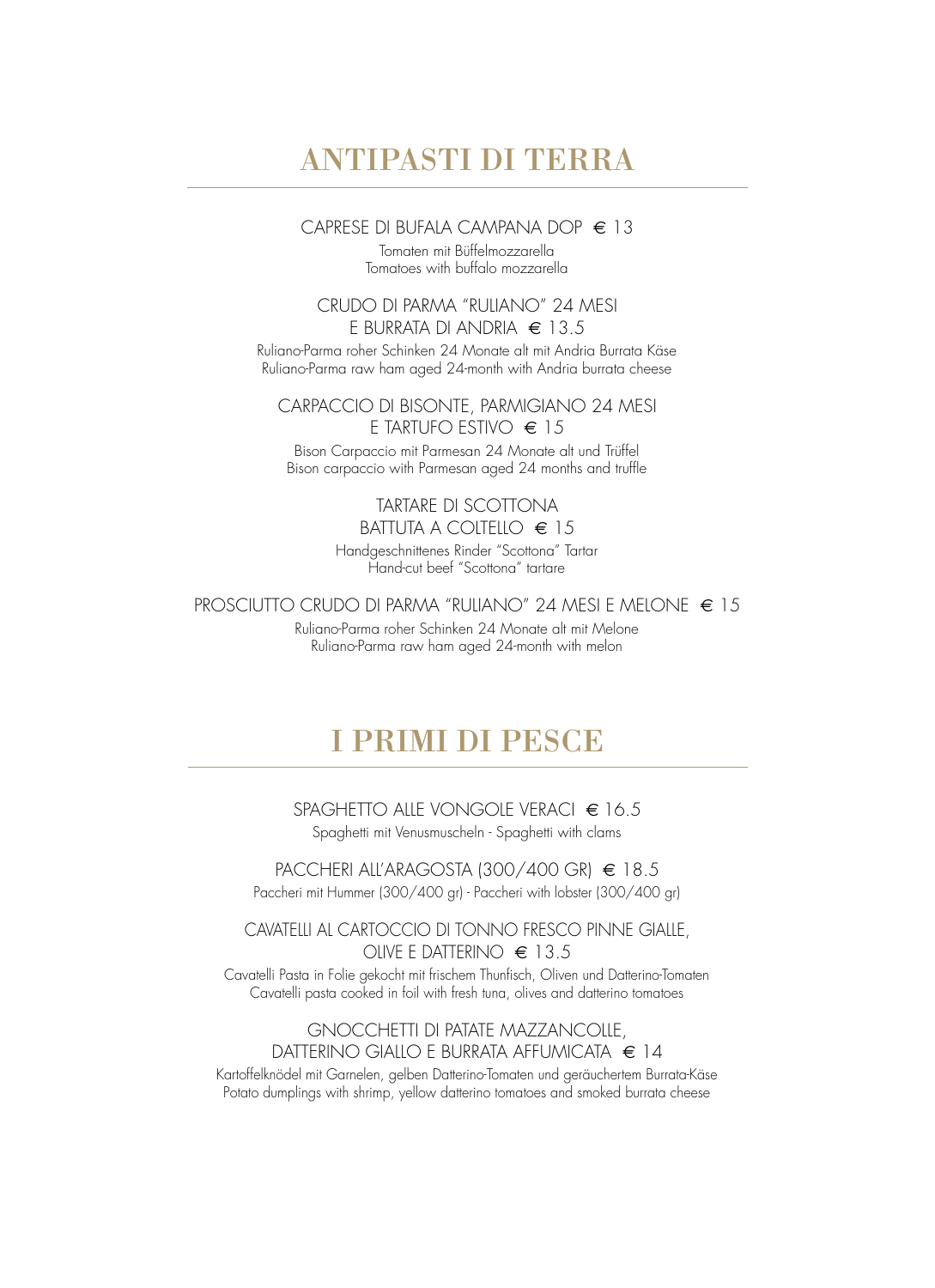# ANTIPASTI DI TERRA

CAPRESE DI BUFALA CAMPANA DOP € 13

Tomaten mit Büffelmozzarella
Tomatoes with buffalo mozzarella

CRUDO DI PARMA "RULIANO" 24 MESI
E BURRATA DI ANDRIA € 13.5

Ruliano-Parma roher Schinken 24 Monate alt mit Andria Burrata Käse
Ruliano-Parma raw ham aged 24-month with Andria burrata cheese

CARPACCIO DI BISONTE, PARMIGIANO 24 MESI
E TARTUFO ESTIVO € 15

Bison Carpaccio mit Parmesan 24 Monate alt und Trüffel
Bison carpaccio with Parmesan aged 24 months and truffle

TARTARE DI SCOTTONA
BATTUTA A COLTELLO € 15

Handgeschnittenes Rinder "Scottona" Tartar
Hand-cut beef "Scottona" tartare

PROSCIUTTO CRUDO DI PARMA "RULIANO" 24 MESI E MELONE € 15

Ruliano-Parma roher Schinken 24 Monate alt mit Melone
Ruliano-Parma raw ham aged 24-month with melon

# I PRIMI DI PESCE

SPAGHETTO ALLE VONGOLE VERACI € 16.5

Spaghetti mit Venusmuscheln - Spaghetti with clams

PACCHERI ALL'ARAGOSTA (300/400 GR) € 18.5

Paccheri mit Hummer (300/400 gr) - Paccheri with lobster (300/400 gr)

CAVATELLI AL CARTOCCIO DI TONNO FRESCO PINNE GIALLE,
OLIVE E DATTERINO € 13.5

Cavatelli Pasta in Folie gekocht mit frischem Thunfisch, Oliven und Datterino-Tomaten
Cavatelli pasta cooked in foil with fresh tuna, olives and datterino tomatoes

GNOCCHETTI DI PATATE MAZZANCOLLE,
DATTERINO GIALLO E BURRATA AFFUMICATA € 14

Kartoffelknödel mit Garnelen, gelben Datterino-Tomaten und geräuchertem Burrata-Käse
Potato dumplings with shrimp, yellow datterino tomatoes and smoked burrata cheese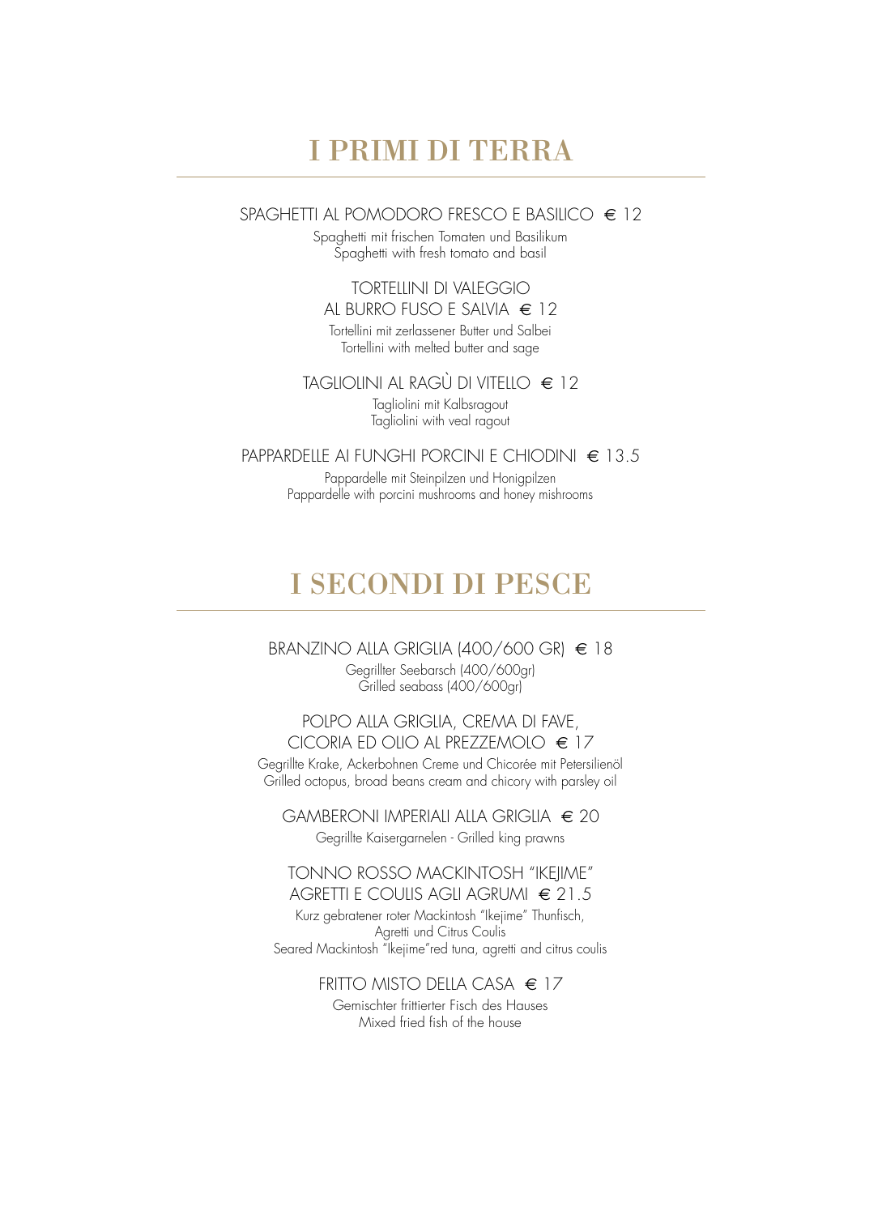# I PRIMI DI TERRA

SPAGHETTI AL POMODORO FRESCO E BASILICO € 12

Spaghetti mit frischen Tomaten und Basilikum
Spaghetti with fresh tomato and basil

TORTELLINI DI VALEGGIO
AL BURRO FUSO E SALVIA € 12

Tortellini mit zerlassener Butter und Salbei
Tortellini with melted butter and sage

TAGLIOLINI AL RAGÙ DI VITELLO € 12

Tagliolini mit Kalbsragout
Tagliolini with veal ragout

PAPPARDELLE AI FUNGHI PORCINI E CHIODINI € 13.5

Pappardelle mit Steinpilzen und Honigpilzen
Pappardelle with porcini mushrooms and honey mishrooms

# I SECONDI DI PESCE

BRANZINO ALLA GRIGLIA (400/600 GR) € 18

Gegrillter Seebarsch (400/600gr)
Grilled seabass (400/600gr)

POLPO ALLA GRIGLIA, CREMA DI FAVE,
CICORIA ED OLIO AL PREZZEMOLO € 17

Gegrillte Krake, Ackerbohnen Creme und Chicorée mit Petersilienöl
Grilled octopus, broad beans cream and chicory with parsley oil

GAMBERONI IMPERIALI ALLA GRIGLIA € 20

Gegrillte Kaisergarnelen - Grilled king prawns

TONNO ROSSO MACKINTOSH "IKEJIME"
AGRETTI E COULIS AGLI AGRUMI € 21.5

Kurz gebratener roter Mackintosh "Ikejime" Thunfisch,
Agretti und Citrus Coulis
Seared Mackintosh "Ikejime"red tuna, agretti and citrus coulis

FRITTO MISTO DELLA CASA € 17

Gemischter frittierter Fisch des Hauses
Mixed fried fish of the house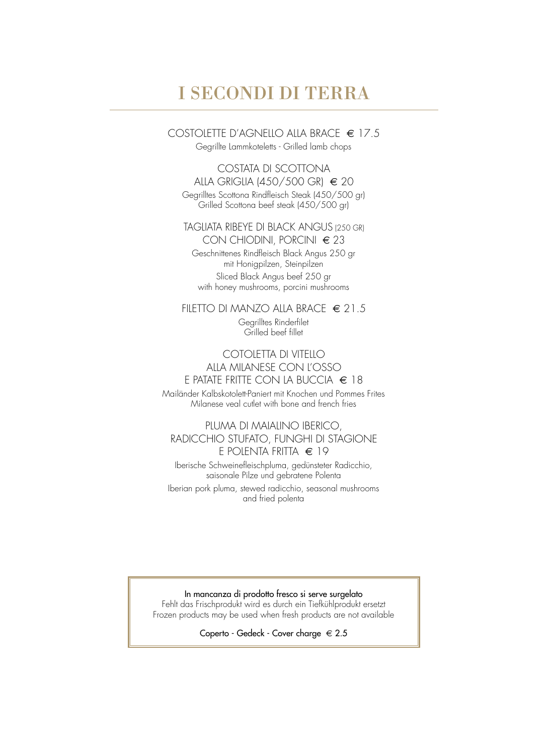# I SECONDI DI TERRA

COSTOLETTE D'AGNELLO ALLA BRACE € 17.5

Gegrillte Lammkoteletts - Grilled lamb chops

COSTATA DI SCOTTONA
ALLA GRIGLIA (450/500 GR) € 20

Gegrilltes Scottona Rindfleisch Steak (450/500 gr)
Grilled Scottona beef steak (450/500 gr)

TAGLIATA RIBEYE DI BLACK ANGUS (250 GR)
CON CHIODINI, PORCINI € 23

Geschnittenes Rindfleisch Black Angus 250 gr
mit Honigpilzen, Steinpilzen

Sliced Black Angus beef 250 gr
with honey mushrooms, porcini mushrooms

FILETTO DI MANZO ALLA BRACE € 21.5

Gegrilltes Rinderfilet
Grilled beef fillet

COTOLETTA DI VITELLO
ALLA MILANESE CON L'OSSO
E PATATE FRITTE CON LA BUCCIA € 18

Mailänder Kalbskotolett-Paniert mit Knochen und Pommes Frites
Milanese veal cutlet with bone and french fries

PLUMA DI MAIALINO IBERICO,
RADICCHIO STUFATO, FUNGHI DI STAGIONE
E POLENTA FRITTA € 19

Iberische Schweinefleischpluma, gedünsteter Radicchio,
saisonale Pilze und gebratene Polenta

Iberian pork pluma, stewed radicchio, seasonal mushrooms
and fried polenta

In mancanza di prodotto fresco si serve surgelato
Fehlt das Frischprodukt wird es durch ein Tiefkühlprodukt ersetzt
Frozen products may be used when fresh products are not available

Coperto - Gedeck - Cover charge € 2.5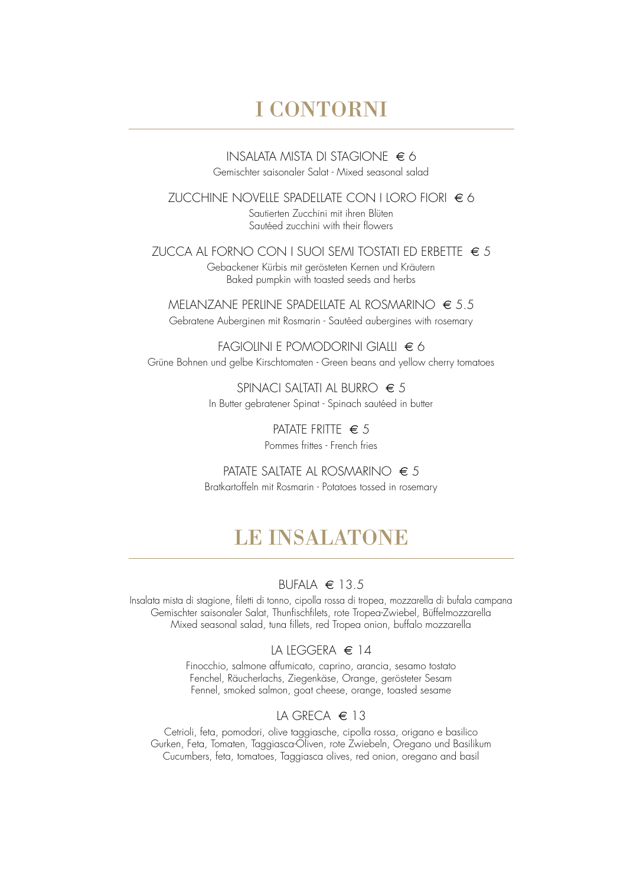# I CONTORNI

INSALATA MISTA DI STAGIONE € 6

Gemischter saisonaler Salat - Mixed seasonal salad

ZUCCHINE NOVELLE SPADELLATE CON I LORO FIORI € 6

Sautierten Zucchini mit ihren Blüten
Sautéed zucchini with their flowers

ZUCCA AL FORNO CON I SUOI SEMI TOSTATI ED ERBETTE € 5

Gebackener Kürbis mit gerösteten Kernen und Kräutern
Baked pumpkin with toasted seeds and herbs

MELANZANE PERLINE SPADELLATE AL ROSMARINO € 5.5

Gebratene Auberginen mit Rosmarin - Sautéed aubergines with rosemary

FAGIOLINI E POMODORINI GIALLI € 6

Grüne Bohnen und gelbe Kirschtomaten - Green beans and yellow cherry tomatoes

SPINACI SALTATI AL BURRO € 5

In Butter gebratener Spinat - Spinach sautéed in butter

PATATE FRITTE € 5

Pommes frittes - French fries

PATATE SALTATE AL ROSMARINO € 5

Bratkartoffeln mit Rosmarin - Potatoes tossed in rosemary

# LE INSALATONE

BUFALA € 13.5

Insalata mista di stagione, filetti di tonno, cipolla rossa di tropea, mozzarella di bufala campana
Gemischter saisonaler Salat, Thunfischfilets, rote Tropea-Zwiebel, Büffelmozzarella
Mixed seasonal salad, tuna fillets, red Tropea onion, buffalo mozzarella

LA LEGGERA € 14

Finocchio, salmone affumicato, caprino, arancia, sesamo tostato
Fenchel, Räucherlachs, Ziegenkäse, Orange, gerösteter Sesam
Fennel, smoked salmon, goat cheese, orange, toasted sesame

LA GRECA € 13

Cetrioli, feta, pomodori, olive taggiasche, cipolla rossa, origano e basilico
Gurken, Feta, Tomaten, Taggiasca-Oliven, rote Zwiebeln, Oregano und Basilikum
Cucumbers, feta, tomatoes, Taggiasca olives, red onion, oregano and basil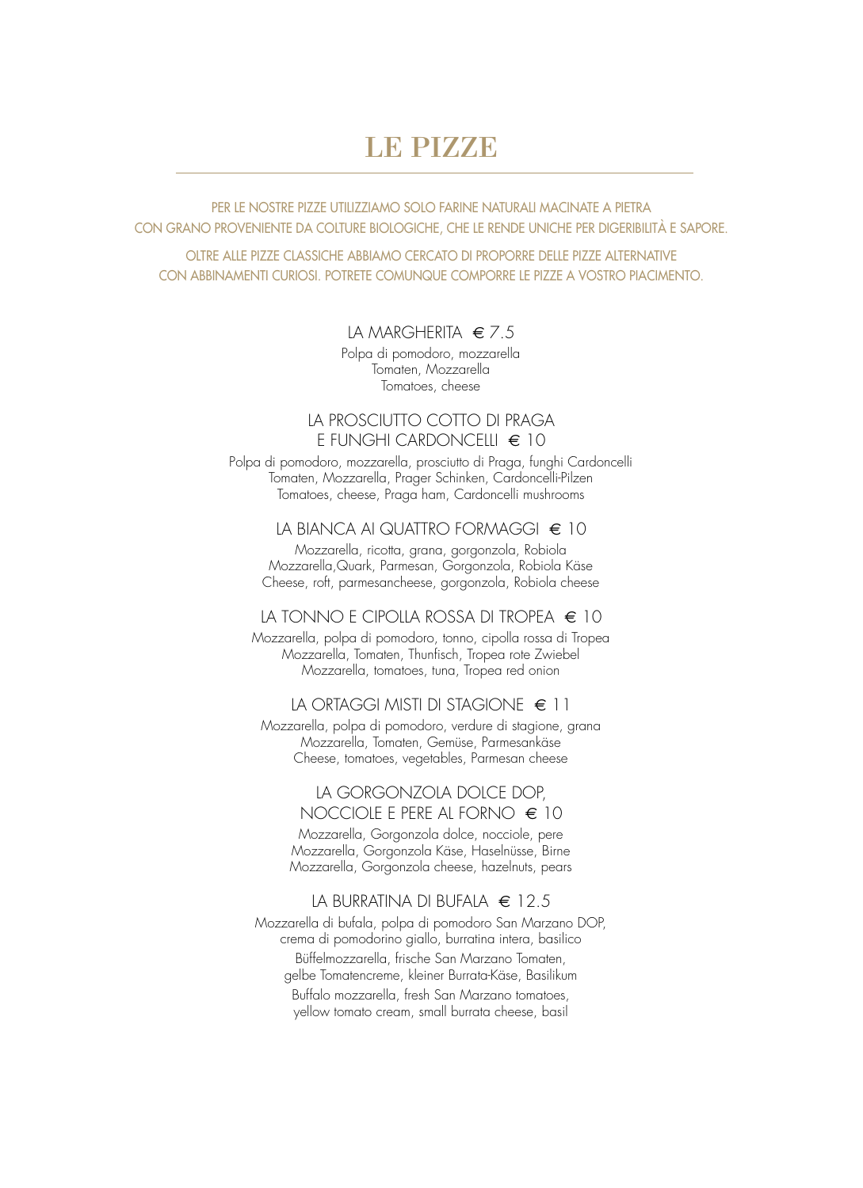# LE PIZZE

PER LE NOSTRE PIZZE UTILIZZIAMO SOLO FARINE NATURALI MACINATE A PIETRA
CON GRANO PROVENIENTE DA COLTURE BIOLOGICHE, CHE LE RENDE UNICHE PER DIGERIBILITÀ E SAPORE.

OLTRE ALLE PIZZE CLASSICHE ABBIAMO CERCATO DI PROPORRE DELLE PIZZE ALTERNATIVE
CON ABBINAMENTI CURIOSI. POTRETE COMUNQUE COMPORRE LE PIZZE A VOSTRO PIACIMENTO.

### LA MARGHERITA € 7.5

Polpa di pomodoro, mozzarella
Tomaten, Mozzarella
Tomatoes, cheese

### LA PROSCIUTTO COTTO DI PRAGA E FUNGHI CARDONCELLI € 10

Polpa di pomodoro, mozzarella, prosciutto di Praga, funghi Cardoncelli
Tomaten, Mozzarella, Prager Schinken, Cardoncelli-Pilzen
Tomatoes, cheese, Praga ham, Cardoncelli mushrooms

### LA BIANCA AI QUATTRO FORMAGGI € 10

Mozzarella, ricotta, grana, gorgonzola, Robiola
Mozzarella,Quark, Parmesan, Gorgonzola, Robiola Käse
Cheese, roft, parmesancheese, gorgonzola, Robiola cheese

### LA TONNO E CIPOLLA ROSSA DI TROPEA € 10

Mozzarella, polpa di pomodoro, tonno, cipolla rossa di Tropea
Mozzarella, Tomaten, Thunfisch, Tropea rote Zwiebel
Mozzarella, tomatoes, tuna, Tropea red onion

### LA ORTAGGI MISTI DI STAGIONE € 11

Mozzarella, polpa di pomodoro, verdure di stagione, grana
Mozzarella, Tomaten, Gemüse, Parmesankäse
Cheese, tomatoes, vegetables, Parmesan cheese

### LA GORGONZOLA DOLCE DOP, NOCCIOLE E PERE AL FORNO € 10

Mozzarella, Gorgonzola dolce, nocciole, pere
Mozzarella, Gorgonzola Käse, Haselnüsse, Birne
Mozzarella, Gorgonzola cheese, hazelnuts, pears

### LA BURRATINA DI BUFALA € 12.5

Mozzarella di bufala, polpa di pomodoro San Marzano DOP,
crema di pomodorino giallo, burratina intera, basilico

Büffelmozzarella, frische San Marzano Tomaten,
gelbe Tomatencreme, kleiner Burrata-Käse, Basilikum

Buffalo mozzarella, fresh San Marzano tomatoes,
yellow tomato cream, small burrata cheese, basil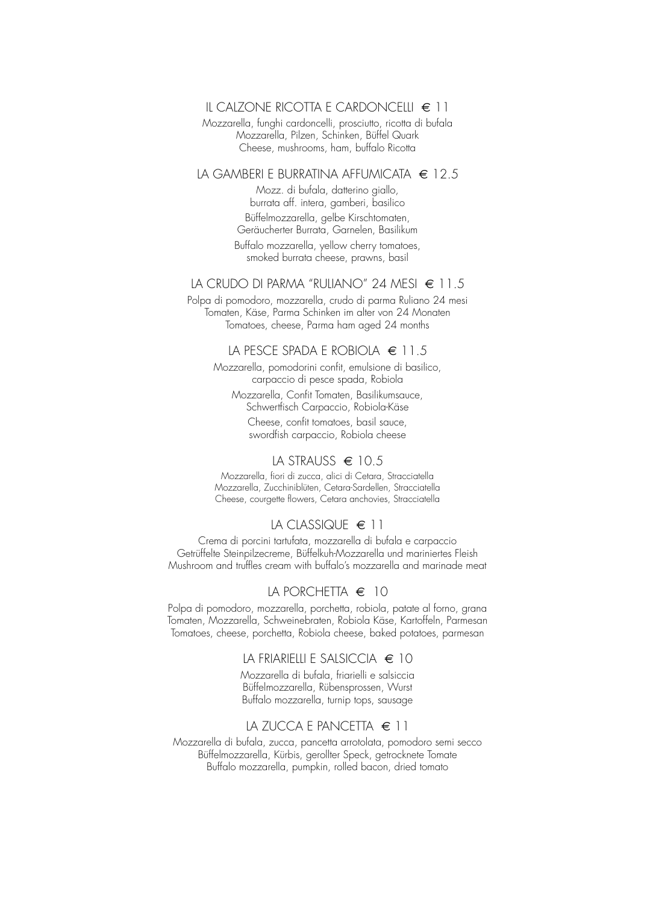## IL CALZONE RICOTTA E CARDONCELLI € 11

Mozzarella, funghi cardoncelli, prosciutto, ricotta di bufala
Mozzarella, Pilzen, Schinken, Büffel Quark
Cheese, mushrooms, ham, buffalo Ricotta

## LA GAMBERI E BURRATINA AFFUMICATA € 12.5

Mozz. di bufala, datterino giallo,
burrata aff. intera, gamberi, basilico

Büffelmozzarella, gelbe Kirschtomaten,
Geräucherter Burrata, Garnelen, Basilikum

Buffalo mozzarella, yellow cherry tomatoes,
smoked burrata cheese, prawns, basil

## LA CRUDO DI PARMA "RULIANO" 24 MESI € 11.5

Polpa di pomodoro, mozzarella, crudo di parma Ruliano 24 mesi
Tomaten, Käse, Parma Schinken im alter von 24 Monaten
Tomatoes, cheese, Parma ham aged 24 months

## LA PESCE SPADA E ROBIOLA € 11.5

Mozzarella, pomodorini confit, emulsione di basilico,
carpaccio di pesce spada, Robiola

Mozzarella, Confit Tomaten, Basilikumsauce,
Schwertfisch Carpaccio, Robiola-Käse

Cheese, confit tomatoes, basil sauce,
swordfish carpaccio, Robiola cheese

## LA STRAUSS € 10.5

Mozzarella, fiori di zucca, alici di Cetara, Stracciatella
Mozzarella, Zucchiniblüten, Cetara-Sardellen, Stracciatella
Cheese, courgette flowers, Cetara anchovies, Stracciatella

## LA CLASSIQUE € 11

Crema di porcini tartufata, mozzarella di bufala e carpaccio
Getrüffelte Steinpilzecreme, Büffelkuh-Mozzarella und mariniertes Fleish
Mushroom and truffles cream with buffalo's mozzarella and marinade meat

## LA PORCHETTA € 10

Polpa di pomodoro, mozzarella, porchetta, robiola, patate al forno, grana
Tomaten, Mozzarella, Schweinebraten, Robiola Käse, Kartoffeln, Parmesan
Tomatoes, cheese, porchetta, Robiola cheese, baked potatoes, parmesan

## LA FRIARIELLI E SALSICCIA € 10

Mozzarella di bufala, friarielli e salsiccia
Büffelmozzarella, Rübensprossen, Wurst
Buffalo mozzarella, turnip tops, sausage

## LA ZUCCA E PANCETTA € 11

Mozzarella di bufala, zucca, pancetta arrotolata, pomodoro semi secco
Büffelmozzarella, Kürbis, gerollter Speck, getrocknete Tomate
Buffalo mozzarella, pumpkin, rolled bacon, dried tomato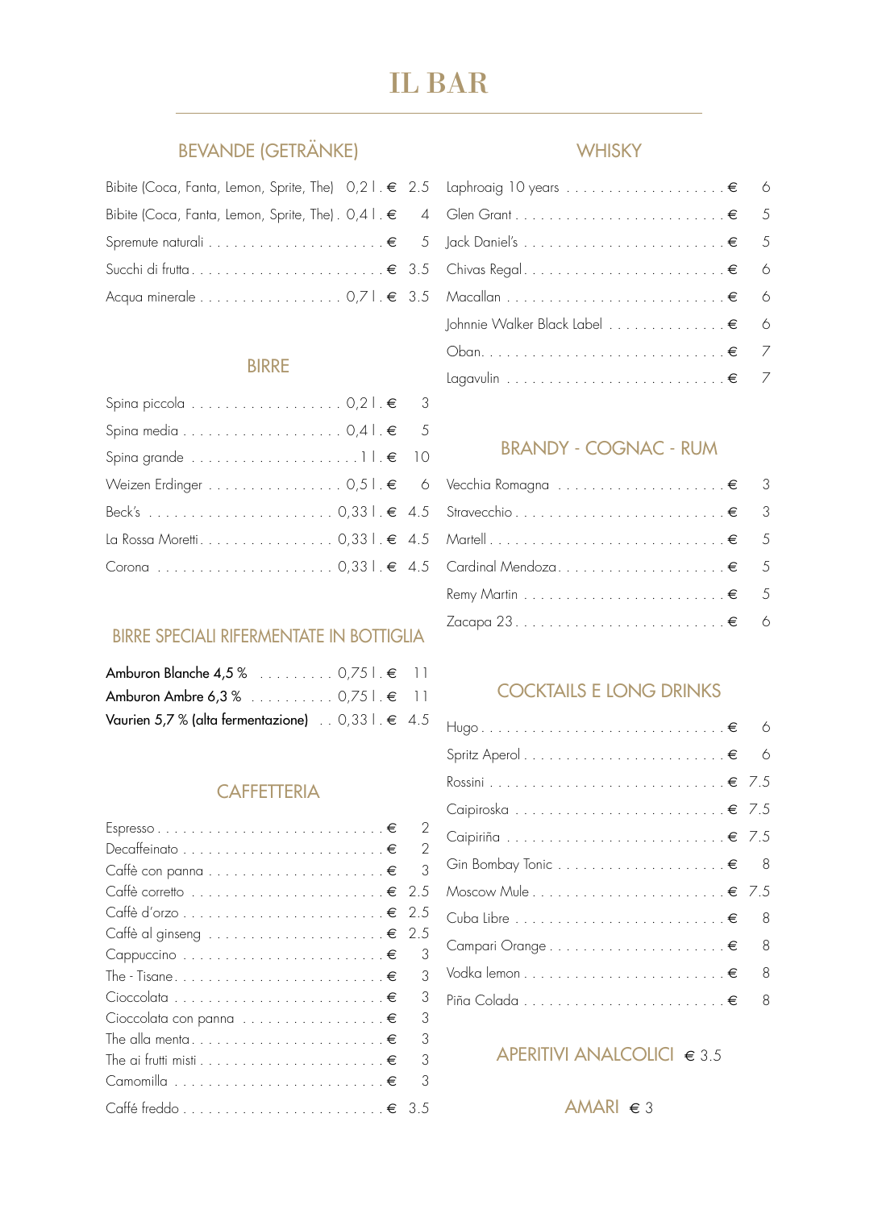# IL BAR

## BEVANDE (GETRÄNKE)

| Articolo | Quantità | Prezzo |
|---|---|---|
| Bibite (Coca, Fanta, Lemon, Sprite, The) | 0,2 l | € 2.5 |
| Bibite (Coca, Fanta, Lemon, Sprite, The) | 0,4 l | € 4 |
| Spremute naturali | | € 5 |
| Succhi di frutta | | € 3.5 |
| Acqua minerale | 0,7 l | € 3.5 |

## BIRRE

| Articolo | Quantità | Prezzo |
|---|---|---|
| Spina piccola | 0,2 l | € 3 |
| Spina media | 0,4 l | € 5 |
| Spina grande | 1 l | € 10 |
| Weizen Erdinger | 0,5 l | € 6 |
| Beck's | 0,33 l | € 4.5 |
| La Rossa Moretti | 0,33 l | € 4.5 |
| Corona | 0,33 l | € 4.5 |

## BIRRE SPECIALI RIFERMENTATE IN BOTTIGLIA

| Articolo | Quantità | Prezzo |
|---|---|---|
| **Amburon Blanche 4,5 %** | 0,75 l | € 11 |
| **Amburon Ambre 6,3 %** | 0,75 l | € 11 |
| **Vaurien 5,7 % (alta fermentazione)** | 0,33 l | € 4.5 |

## CAFFETTERIA

| Articolo | Prezzo |
|---|---|
| Espresso | € 2 |
| Decaffeinato | € 2 |
| Caffè con panna | € 3 |
| Caffè corretto | € 2.5 |
| Caffè d'orzo | € 2.5 |
| Caffè al ginseng | € 2.5 |
| Cappuccino | € 3 |
| The - Tisane | € 3 |
| Cioccolata | € 3 |
| Cioccolata con panna | € 3 |
| The alla menta | € 3 |
| The ai frutti misti | € 3 |
| Camomilla | € 3 |
| Caffé freddo | € 3.5 |

## WHISKY

| Articolo | Prezzo |
|---|---|
| Laphroaig 10 years | € 6 |
| Glen Grant | € 5 |
| Jack Daniel's | € 5 |
| Chivas Regal | € 6 |
| Macallan | € 6 |
| Johnnie Walker Black Label | € 6 |
| Oban | € 7 |
| Lagavulin | € 7 |

## BRANDY - COGNAC - RUM

| Articolo | Prezzo |
|---|---|
| Vecchia Romagna | € 3 |
| Stravecchio | € 3 |
| Martell | € 5 |
| Cardinal Mendoza | € 5 |
| Remy Martin | € 5 |
| Zacapa 23 | € 6 |

## COCKTAILS E LONG DRINKS

| Articolo | Prezzo |
|---|---|
| Hugo | € 6 |
| Spritz Aperol | € 6 |
| Rossini | € 7.5 |
| Caipiroska | € 7.5 |
| Caipiriña | € 7.5 |
| Gin Bombay Tonic | € 8 |
| Moscow Mule | € 7.5 |
| Cuba Libre | € 8 |
| Campari Orange | € 8 |
| Vodka lemon | € 8 |
| Piña Colada | € 8 |

## APERITIVI ANALCOLICI € 3.5

## AMARI € 3